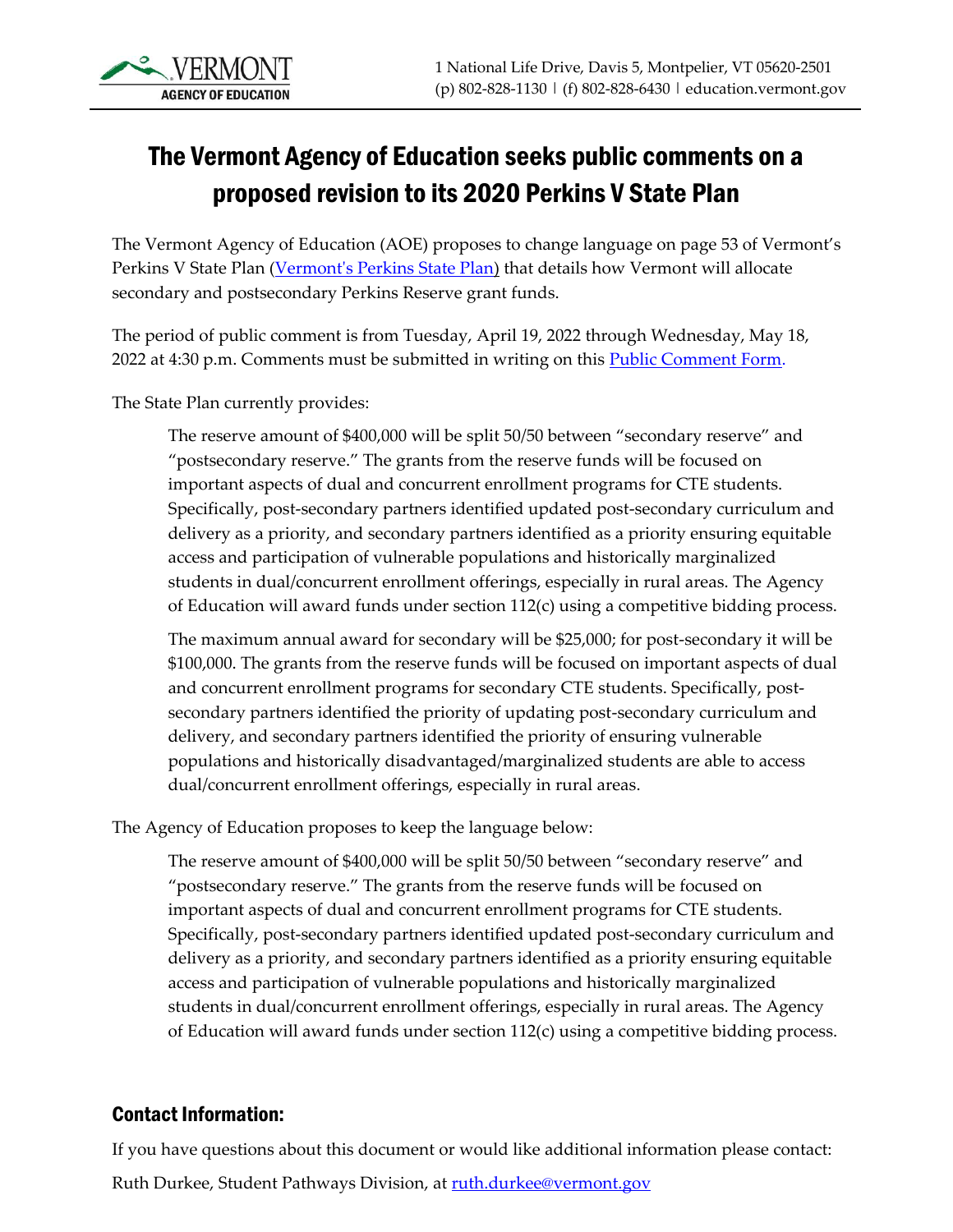VERMONT
AGENCY OF EDUCATION

1 National Life Drive, Davis 5, Montpelier, VT 05620-2501
(p) 802-828-1130 | (f) 802-828-6430 | education.vermont.gov

# The Vermont Agency of Education seeks public comments on a proposed revision to its 2020 Perkins V State Plan

The Vermont Agency of Education (AOE) proposes to change language on page 53 of Vermont's Perkins V State Plan (Vermont's Perkins State Plan) that details how Vermont will allocate secondary and postsecondary Perkins Reserve grant funds.

The period of public comment is from Tuesday, April 19, 2022 through Wednesday, May 18, 2022 at 4:30 p.m. Comments must be submitted in writing on this Public Comment Form.

The State Plan currently provides:

> The reserve amount of $400,000 will be split 50/50 between "secondary reserve" and "postsecondary reserve." The grants from the reserve funds will be focused on important aspects of dual and concurrent enrollment programs for CTE students. Specifically, post-secondary partners identified updated post-secondary curriculum and delivery as a priority, and secondary partners identified as a priority ensuring equitable access and participation of vulnerable populations and historically marginalized students in dual/concurrent enrollment offerings, especially in rural areas. The Agency of Education will award funds under section 112(c) using a competitive bidding process.
>
> The maximum annual award for secondary will be $25,000; for post-secondary it will be $100,000. The grants from the reserve funds will be focused on important aspects of dual and concurrent enrollment programs for secondary CTE students. Specifically, post-secondary partners identified the priority of updating post-secondary curriculum and delivery, and secondary partners identified the priority of ensuring vulnerable populations and historically disadvantaged/marginalized students are able to access dual/concurrent enrollment offerings, especially in rural areas.

The Agency of Education proposes to keep the language below:

> The reserve amount of $400,000 will be split 50/50 between "secondary reserve" and "postsecondary reserve." The grants from the reserve funds will be focused on important aspects of dual and concurrent enrollment programs for CTE students. Specifically, post-secondary partners identified updated post-secondary curriculum and delivery as a priority, and secondary partners identified as a priority ensuring equitable access and participation of vulnerable populations and historically marginalized students in dual/concurrent enrollment offerings, especially in rural areas. The Agency of Education will award funds under section 112(c) using a competitive bidding process.

## Contact Information:

If you have questions about this document or would like additional information please contact:

Ruth Durkee, Student Pathways Division, at ruth.durkee@vermont.gov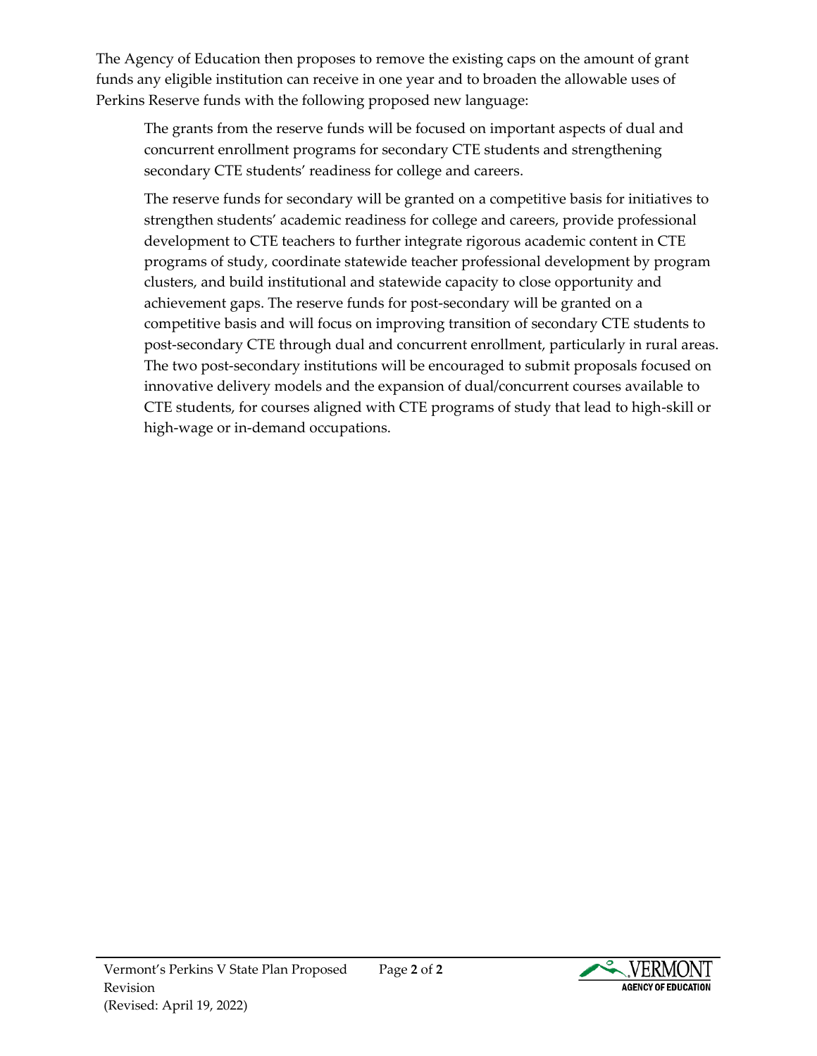The Agency of Education then proposes to remove the existing caps on the amount of grant funds any eligible institution can receive in one year and to broaden the allowable uses of Perkins Reserve funds with the following proposed new language:

> The grants from the reserve funds will be focused on important aspects of dual and concurrent enrollment programs for secondary CTE students and strengthening secondary CTE students' readiness for college and careers.
>
> The reserve funds for secondary will be granted on a competitive basis for initiatives to strengthen students' academic readiness for college and careers, provide professional development to CTE teachers to further integrate rigorous academic content in CTE programs of study, coordinate statewide teacher professional development by program clusters, and build institutional and statewide capacity to close opportunity and achievement gaps. The reserve funds for post-secondary will be granted on a competitive basis and will focus on improving transition of secondary CTE students to post-secondary CTE through dual and concurrent enrollment, particularly in rural areas. The two post-secondary institutions will be encouraged to submit proposals focused on innovative delivery models and the expansion of dual/concurrent courses available to CTE students, for courses aligned with CTE programs of study that lead to high-skill or high-wage or in-demand occupations.